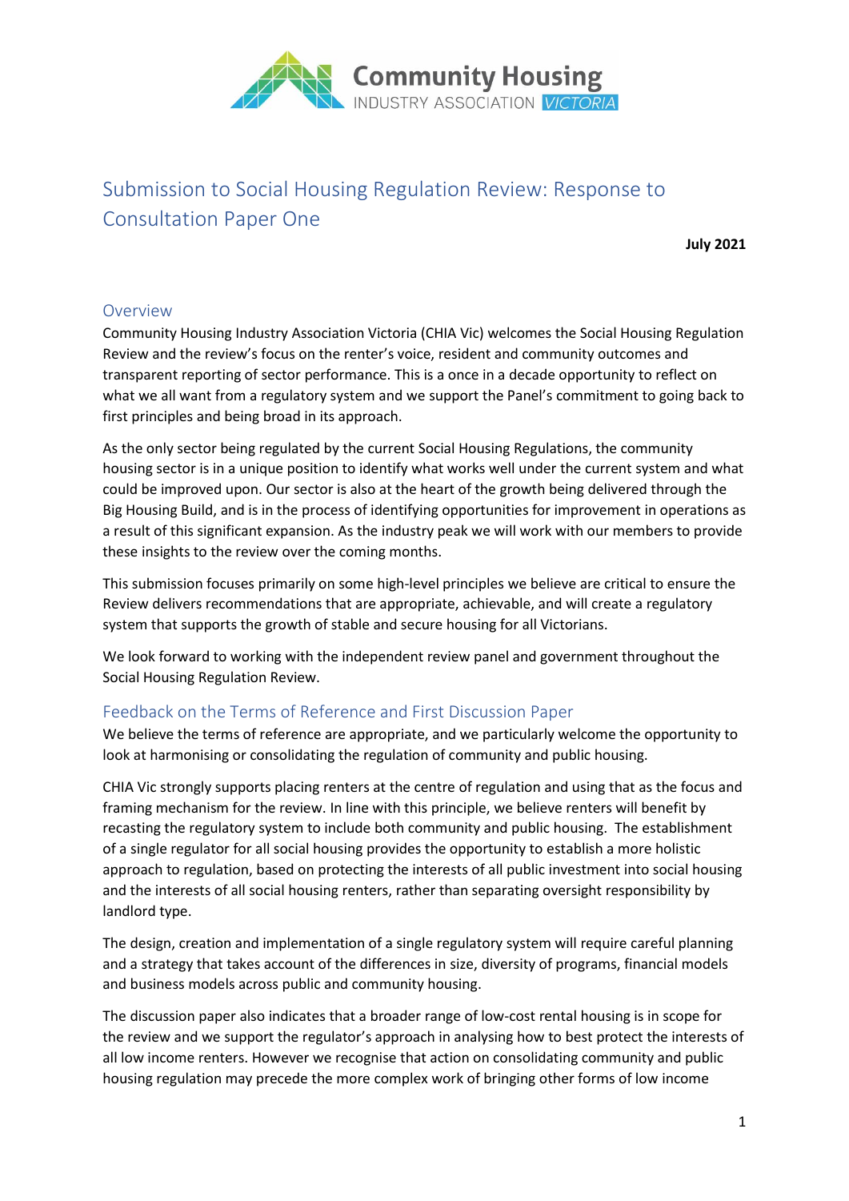# Submission to Social Housing Regulation Review: Response to Consultation Paper One

**July 2021**

## Overview

Community Housing Industry Association Victoria (CHIA Vic) welcomes the Social Housing Regulation Review and the review's focus on the renter's voice, resident and community outcomes and transparent reporting of sector performance. This is a once in a decade opportunity to reflect on what we all want from a regulatory system and we support the Panel's commitment to going back to first principles and being broad in its approach.

As the only sector being regulated by the current Social Housing Regulations, the community housing sector is in a unique position to identify what works well under the current system and what could be improved upon. Our sector is also at the heart of the growth being delivered through the Big Housing Build, and is in the process of identifying opportunities for improvement in operations as a result of this significant expansion. As the industry peak we will work with our members to provide these insights to the review over the coming months.

This submission focuses primarily on some high-level principles we believe are critical to ensure the Review delivers recommendations that are appropriate, achievable, and will create a regulatory system that supports the growth of stable and secure housing for all Victorians.

We look forward to working with the independent review panel and government throughout the Social Housing Regulation Review.

## Feedback on the Terms of Reference and First Discussion Paper

We believe the terms of reference are appropriate, and we particularly welcome the opportunity to look at harmonising or consolidating the regulation of community and public housing.

CHIA Vic strongly supports placing renters at the centre of regulation and using that as the focus and framing mechanism for the review. In line with this principle, we believe renters will benefit by recasting the regulatory system to include both community and public housing. The establishment of a single regulator for all social housing provides the opportunity to establish a more holistic approach to regulation, based on protecting the interests of all public investment into social housing and the interests of all social housing renters, rather than separating oversight responsibility by landlord type.

The design, creation and implementation of a single regulatory system will require careful planning and a strategy that takes account of the differences in size, diversity of programs, financial models and business models across public and community housing.

The discussion paper also indicates that a broader range of low-cost rental housing is in scope for the review and we support the regulator's approach in analysing how to best protect the interests of all low income renters. However we recognise that action on consolidating community and public housing regulation may precede the more complex work of bringing other forms of low income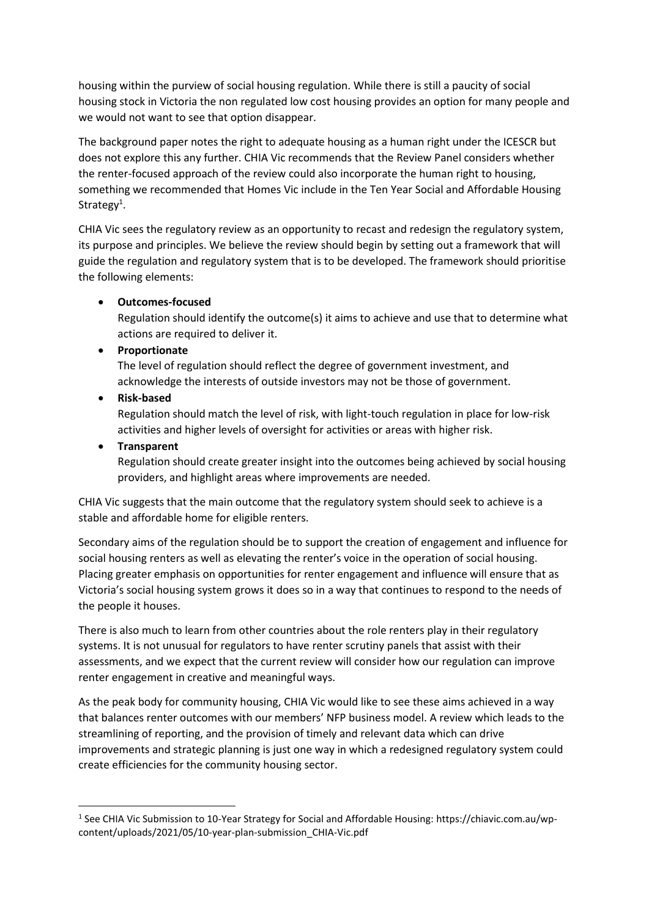housing within the purview of social housing regulation. While there is still a paucity of social housing stock in Victoria the non regulated low cost housing provides an option for many people and we would not want to see that option disappear.

The background paper notes the right to adequate housing as a human right under the ICESCR but does not explore this any further. CHIA Vic recommends that the Review Panel considers whether the renter-focused approach of the review could also incorporate the human right to housing, something we recommended that Homes Vic include in the Ten Year Social and Affordable Housing Strategy[1].

CHIA Vic sees the regulatory review as an opportunity to recast and redesign the regulatory system, its purpose and principles. We believe the review should begin by setting out a framework that will guide the regulation and regulatory system that is to be developed. The framework should prioritise the following elements:

- **Outcomes-focused**
  Regulation should identify the outcome(s) it aims to achieve and use that to determine what actions are required to deliver it.
- **Proportionate**
  The level of regulation should reflect the degree of government investment, and acknowledge the interests of outside investors may not be those of government.
- **Risk-based**
  Regulation should match the level of risk, with light-touch regulation in place for low-risk activities and higher levels of oversight for activities or areas with higher risk.
- **Transparent**
  Regulation should create greater insight into the outcomes being achieved by social housing providers, and highlight areas where improvements are needed.

CHIA Vic suggests that the main outcome that the regulatory system should seek to achieve is a stable and affordable home for eligible renters.

Secondary aims of the regulation should be to support the creation of engagement and influence for social housing renters as well as elevating the renter's voice in the operation of social housing. Placing greater emphasis on opportunities for renter engagement and influence will ensure that as Victoria's social housing system grows it does so in a way that continues to respond to the needs of the people it houses.

There is also much to learn from other countries about the role renters play in their regulatory systems. It is not unusual for regulators to have renter scrutiny panels that assist with their assessments, and we expect that the current review will consider how our regulation can improve renter engagement in creative and meaningful ways.

As the peak body for community housing, CHIA Vic would like to see these aims achieved in a way that balances renter outcomes with our members' NFP business model. A review which leads to the streamlining of reporting, and the provision of timely and relevant data which can drive improvements and strategic planning is just one way in which a redesigned regulatory system could create efficiencies for the community housing sector.

---

[1] See CHIA Vic Submission to 10-Year Strategy for Social and Affordable Housing: https://chiavic.com.au/wp-content/uploads/2021/05/10-year-plan-submission_CHIA-Vic.pdf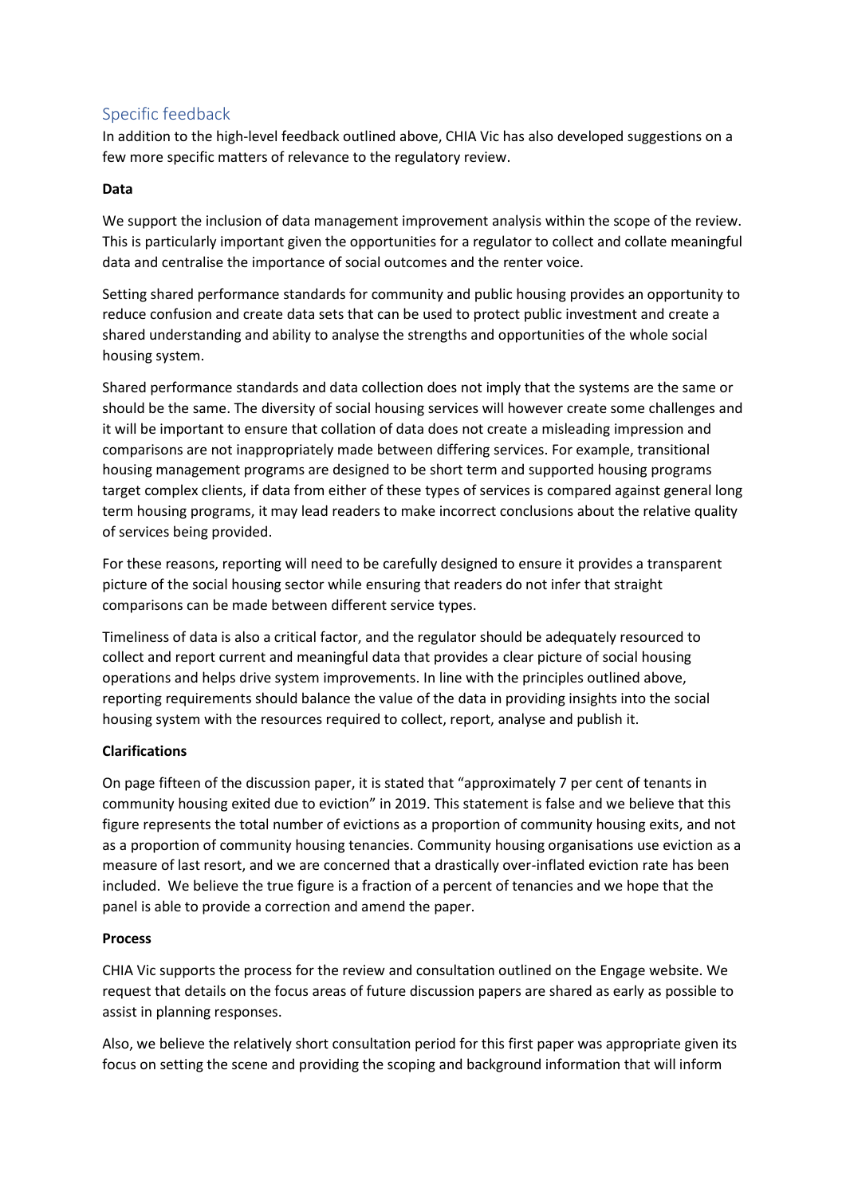## Specific feedback

In addition to the high-level feedback outlined above, CHIA Vic has also developed suggestions on a few more specific matters of relevance to the regulatory review.

**Data**

We support the inclusion of data management improvement analysis within the scope of the review. This is particularly important given the opportunities for a regulator to collect and collate meaningful data and centralise the importance of social outcomes and the renter voice.

Setting shared performance standards for community and public housing provides an opportunity to reduce confusion and create data sets that can be used to protect public investment and create a shared understanding and ability to analyse the strengths and opportunities of the whole social housing system.

Shared performance standards and data collection does not imply that the systems are the same or should be the same. The diversity of social housing services will however create some challenges and it will be important to ensure that collation of data does not create a misleading impression and comparisons are not inappropriately made between differing services. For example, transitional housing management programs are designed to be short term and supported housing programs target complex clients, if data from either of these types of services is compared against general long term housing programs, it may lead readers to make incorrect conclusions about the relative quality of services being provided.

For these reasons, reporting will need to be carefully designed to ensure it provides a transparent picture of the social housing sector while ensuring that readers do not infer that straight comparisons can be made between different service types.

Timeliness of data is also a critical factor, and the regulator should be adequately resourced to collect and report current and meaningful data that provides a clear picture of social housing operations and helps drive system improvements. In line with the principles outlined above, reporting requirements should balance the value of the data in providing insights into the social housing system with the resources required to collect, report, analyse and publish it.

**Clarifications**

On page fifteen of the discussion paper, it is stated that "approximately 7 per cent of tenants in community housing exited due to eviction" in 2019. This statement is false and we believe that this figure represents the total number of evictions as a proportion of community housing exits, and not as a proportion of community housing tenancies. Community housing organisations use eviction as a measure of last resort, and we are concerned that a drastically over-inflated eviction rate has been included. We believe the true figure is a fraction of a percent of tenancies and we hope that the panel is able to provide a correction and amend the paper.

**Process**

CHIA Vic supports the process for the review and consultation outlined on the Engage website. We request that details on the focus areas of future discussion papers are shared as early as possible to assist in planning responses.

Also, we believe the relatively short consultation period for this first paper was appropriate given its focus on setting the scene and providing the scoping and background information that will inform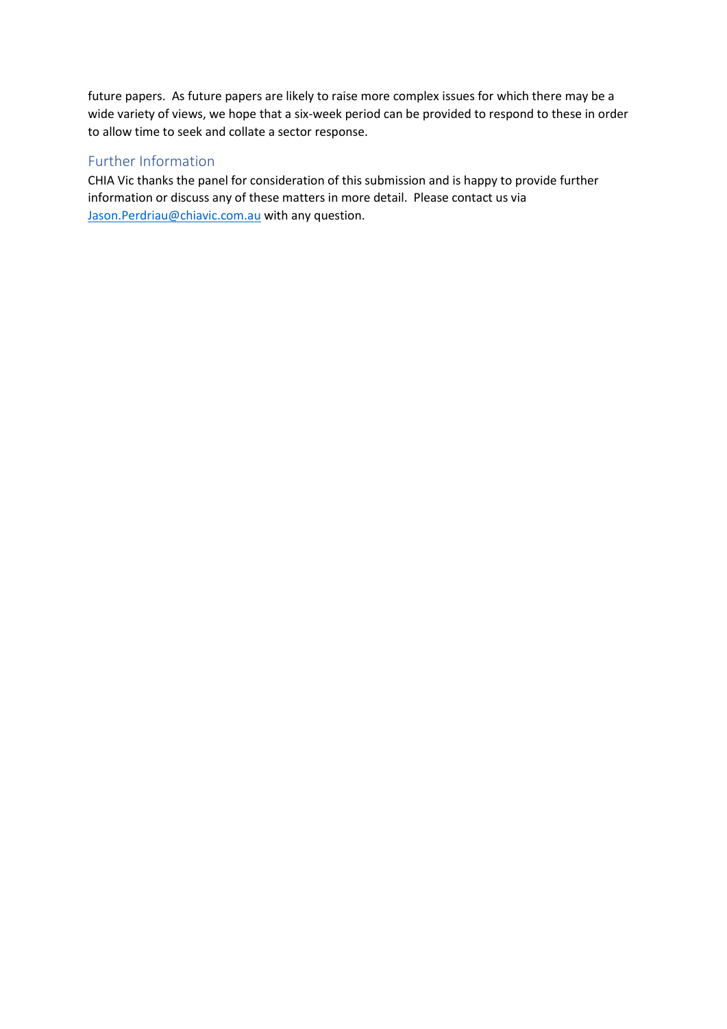future papers. As future papers are likely to raise more complex issues for which there may be a wide variety of views, we hope that a six-week period can be provided to respond to these in order to allow time to seek and collate a sector response.

## Further Information

CHIA Vic thanks the panel for consideration of this submission and is happy to provide further information or discuss any of these matters in more detail. Please contact us via Jason.Perdriau@chiavic.com.au with any question.